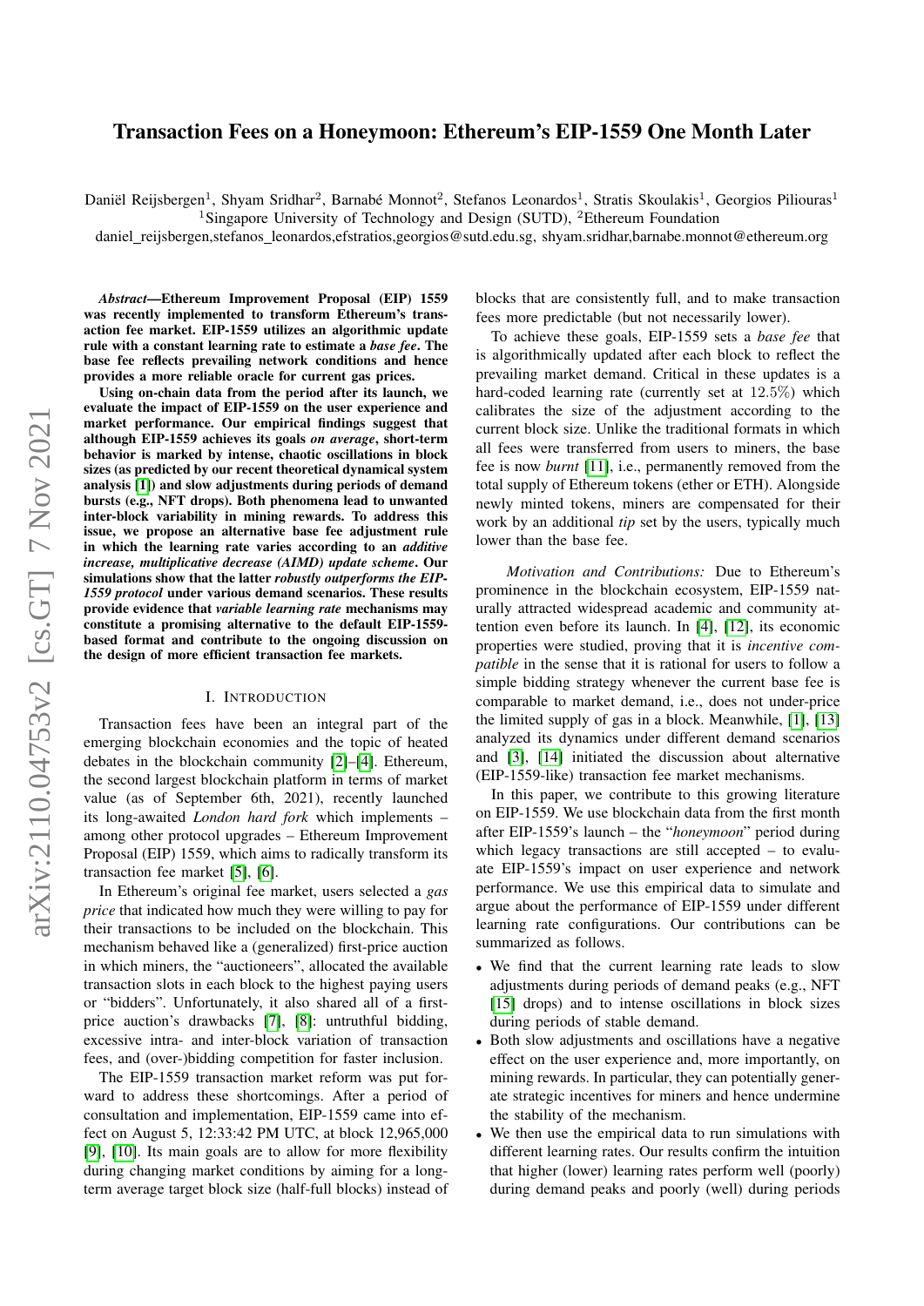# Transaction Fees on a Honeymoon: Ethereum's EIP-1559 One Month Later

Daniël Reijsbergen[1], Shyam Sridhar[2], Barnabé Monnot[2], Stefanos Leonardos[1], Stratis Skoulakis[1], Georgios Piliouras[1]

[1]Singapore University of Technology and Design (SUTD), [2]Ethereum Foundation

daniel_reijsbergen,stefanos_leonardos,efstratios,georgios@sutd.edu.sg, shyam.sridhar,barnabe.monnot@ethereum.org

***Abstract*—Ethereum Improvement Proposal (EIP) 1559 was recently implemented to transform Ethereum's transaction fee market. EIP-1559 utilizes an algorithmic update rule with a constant learning rate to estimate a *base fee*. The base fee reflects prevailing network conditions and hence provides a more reliable oracle for current gas prices.**

**Using on-chain data from the period after its launch, we evaluate the impact of EIP-1559 on the user experience and market performance. Our empirical findings suggest that although EIP-1559 achieves its goals *on average*, short-term behavior is marked by intense, chaotic oscillations in block sizes (as predicted by our recent theoretical dynamical system analysis [1]) and slow adjustments during periods of demand bursts (e.g., NFT drops). Both phenomena lead to unwanted inter-block variability in mining rewards. To address this issue, we propose an alternative base fee adjustment rule in which the learning rate varies according to an *additive increase, multiplicative decrease (AIMD) update scheme*. Our simulations show that the latter *robustly outperforms the EIP-1559 protocol* under various demand scenarios. These results provide evidence that *variable learning rate* mechanisms may constitute a promising alternative to the default EIP-1559-based format and contribute to the ongoing discussion on the design of more efficient transaction fee markets.**

## I. Introduction

Transaction fees have been an integral part of the emerging blockchain economies and the topic of heated debates in the blockchain community [2]–[4]. Ethereum, the second largest blockchain platform in terms of market value (as of September 6th, 2021), recently launched its long-awaited *London hard fork* which implements – among other protocol upgrades – Ethereum Improvement Proposal (EIP) 1559, which aims to radically transform its transaction fee market [5], [6].

In Ethereum's original fee market, users selected a *gas price* that indicated how much they were willing to pay for their transactions to be included on the blockchain. This mechanism behaved like a (generalized) first-price auction in which miners, the "auctioneers", allocated the available transaction slots in each block to the highest paying users or "bidders". Unfortunately, it also shared all of a first-price auction's drawbacks [7], [8]: untruthful bidding, excessive intra- and inter-block variation of transaction fees, and (over-)bidding competition for faster inclusion.

The EIP-1559 transaction market reform was put forward to address these shortcomings. After a period of consultation and implementation, EIP-1559 came into effect on August 5, 12:33:42 PM UTC, at block 12,965,000 [9], [10]. Its main goals are to allow for more flexibility during changing market conditions by aiming for a long-term average target block size (half-full blocks) instead of blocks that are consistently full, and to make transaction fees more predictable (but not necessarily lower).

To achieve these goals, EIP-1559 sets a *base fee* that is algorithmically updated after each block to reflect the prevailing market demand. Critical in these updates is a hard-coded learning rate (currently set at $12.5\%$) which calibrates the size of the adjustment according to the current block size. Unlike the traditional formats in which all fees were transferred from users to miners, the base fee is now *burnt* [11], i.e., permanently removed from the total supply of Ethereum tokens (ether or ETH). Alongside newly minted tokens, miners are compensated for their work by an additional *tip* set by the users, typically much lower than the base fee.

*Motivation and Contributions:* Due to Ethereum's prominence in the blockchain ecosystem, EIP-1559 naturally attracted widespread academic and community attention even before its launch. In [4], [12], its economic properties were studied, proving that it is *incentive compatible* in the sense that it is rational for users to follow a simple bidding strategy whenever the current base fee is comparable to market demand, i.e., does not under-price the limited supply of gas in a block. Meanwhile, [1], [13] analyzed its dynamics under different demand scenarios and [3], [14] initiated the discussion about alternative (EIP-1559-like) transaction fee market mechanisms.

In this paper, we contribute to this growing literature on EIP-1559. We use blockchain data from the first month after EIP-1559's launch – the "*honeymoon*" period during which legacy transactions are still accepted – to evaluate EIP-1559's impact on user experience and network performance. We use this empirical data to simulate and argue about the performance of EIP-1559 under different learning rate configurations. Our contributions can be summarized as follows.

- We find that the current learning rate leads to slow adjustments during periods of demand peaks (e.g., NFT [15] drops) and to intense oscillations in block sizes during periods of stable demand.
- Both slow adjustments and oscillations have a negative effect on the user experience and, more importantly, on mining rewards. In particular, they can potentially generate strategic incentives for miners and hence undermine the stability of the mechanism.
- We then use the empirical data to run simulations with different learning rates. Our results confirm the intuition that higher (lower) learning rates perform well (poorly) during demand peaks and poorly (well) during periods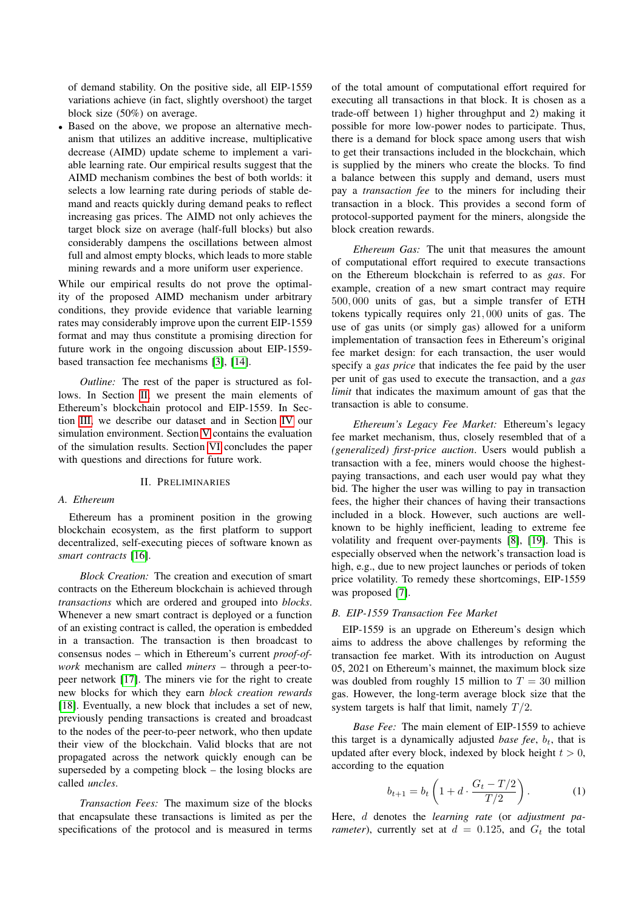of demand stability. On the positive side, all EIP-1559 variations achieve (in fact, slightly overshoot) the target block size (50%) on average.

- Based on the above, we propose an alternative mechanism that utilizes an additive increase, multiplicative decrease (AIMD) update scheme to implement a variable learning rate. Our empirical results suggest that the AIMD mechanism combines the best of both worlds: it selects a low learning rate during periods of stable demand and reacts quickly during demand peaks to reflect increasing gas prices. The AIMD not only achieves the target block size on average (half-full blocks) but also considerably dampens the oscillations between almost full and almost empty blocks, which leads to more stable mining rewards and a more uniform user experience.

While our empirical results do not prove the optimality of the proposed AIMD mechanism under arbitrary conditions, they provide evidence that variable learning rates may considerably improve upon the current EIP-1559 format and may thus constitute a promising direction for future work in the ongoing discussion about EIP-1559-based transaction fee mechanisms [3], [14].

*Outline:* The rest of the paper is structured as follows. In Section II, we present the main elements of Ethereum's blockchain protocol and EIP-1559. In Section III, we describe our dataset and in Section IV our simulation environment. Section V contains the evaluation of the simulation results. Section VI concludes the paper with questions and directions for future work.

## II. Preliminaries

### A. Ethereum

Ethereum has a prominent position in the growing blockchain ecosystem, as the first platform to support decentralized, self-executing pieces of software known as *smart contracts* [16].

*Block Creation:* The creation and execution of smart contracts on the Ethereum blockchain is achieved through *transactions* which are ordered and grouped into *blocks*. Whenever a new smart contract is deployed or a function of an existing contract is called, the operation is embedded in a transaction. The transaction is then broadcast to consensus nodes – which in Ethereum's current *proof-of-work* mechanism are called *miners* – through a peer-to-peer network [17]. The miners vie for the right to create new blocks for which they earn *block creation rewards* [18]. Eventually, a new block that includes a set of new, previously pending transactions is created and broadcast to the nodes of the peer-to-peer network, who then update their view of the blockchain. Valid blocks that are not propagated across the network quickly enough can be superseded by a competing block – the losing blocks are called *uncles*.

*Transaction Fees:* The maximum size of the blocks that encapsulate these transactions is limited as per the specifications of the protocol and is measured in terms of the total amount of computational effort required for executing all transactions in that block. It is chosen as a trade-off between 1) higher throughput and 2) making it possible for more low-power nodes to participate. Thus, there is a demand for block space among users that wish to get their transactions included in the blockchain, which is supplied by the miners who create the blocks. To find a balance between this supply and demand, users must pay a *transaction fee* to the miners for including their transaction in a block. This provides a second form of protocol-supported payment for the miners, alongside the block creation rewards.

*Ethereum Gas:* The unit that measures the amount of computational effort required to execute transactions on the Ethereum blockchain is referred to as *gas*. For example, creation of a new smart contract may require $500,000$ units of gas, but a simple transfer of ETH tokens typically requires only $21,000$ units of gas. The use of gas units (or simply gas) allowed for a uniform implementation of transaction fees in Ethereum's original fee market design: for each transaction, the user would specify a *gas price* that indicates the fee paid by the user per unit of gas used to execute the transaction, and a *gas limit* that indicates the maximum amount of gas that the transaction is able to consume.

*Ethereum's Legacy Fee Market:* Ethereum's legacy fee market mechanism, thus, closely resembled that of a *(generalized) first-price auction*. Users would publish a transaction with a fee, miners would choose the highest-paying transactions, and each user would pay what they bid. The higher the user was willing to pay in transaction fees, the higher their chances of having their transactions included in a block. However, such auctions are well-known to be highly inefficient, leading to extreme fee volatility and frequent over-payments [8], [19]. This is especially observed when the network's transaction load is high, e.g., due to new project launches or periods of token price volatility. To remedy these shortcomings, EIP-1559 was proposed [7].

### B. EIP-1559 Transaction Fee Market

EIP-1559 is an upgrade on Ethereum's design which aims to address the above challenges by reforming the transaction fee market. With its introduction on August 05, 2021 on Ethereum's mainnet, the maximum block size was doubled from roughly 15 million to $T = 30$ million gas. However, the long-term average block size that the system targets is half that limit, namely $T/2$.

*Base Fee:* The main element of EIP-1559 to achieve this target is a dynamically adjusted *base fee*, $b_t$, that is updated after every block, indexed by block height $t > 0$, according to the equation

$$b_{t+1} = b_t \left(1 + d \cdot \frac{G_t - T/2}{T/2}\right). \tag{1}$$

Here, $d$ denotes the *learning rate* (or *adjustment parameter*), currently set at $d = 0.125$, and $G_t$ the total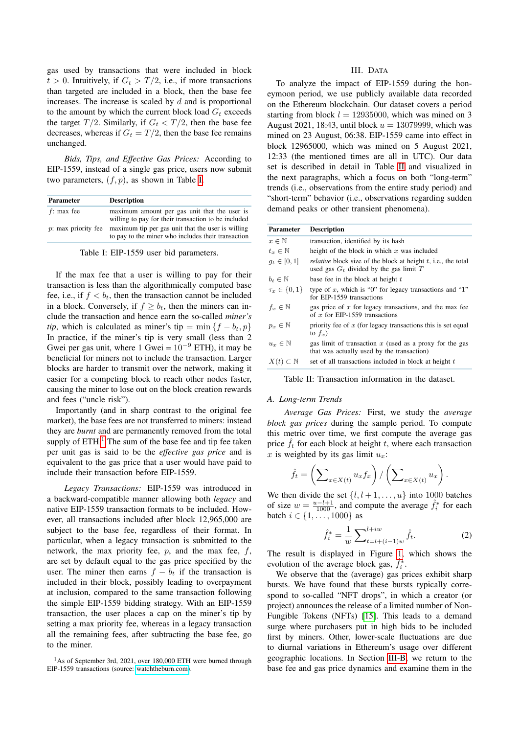gas used by transactions that were included in block $t > 0$. Intuitively, if $G_t > T/2$, i.e., if more transactions than targeted are included in a block, then the base fee increases. The increase is scaled by $d$ and is proportional to the amount by which the current block load $G_t$ exceeds the target $T/2$. Similarly, if $G_t < T/2$, then the base fee decreases, whereas if $G_t = T/2$, then the base fee remains unchanged.

*Bids, Tips, and Effective Gas Prices:* According to EIP-1559, instead of a single gas price, users now submit two parameters, $(f, p)$, as shown in Table I.

| Parameter | Description |
|---|---|
| $f$: max fee | maximum amount per gas unit that the user is willing to pay for their transaction to be included |
| $p$: max priority fee | maximum tip per gas unit that the user is willing to pay to the miner who includes their transaction |

Table I: EIP-1559 user bid parameters.

If the max fee that a user is willing to pay for their transaction is less than the algorithmically computed base fee, i.e., if $f < b_t$, then the transaction cannot be included in a block. Conversely, if $f \geq b_t$, then the miners can include the transaction and hence earn the so-called *miner's tip*, which is calculated as miner's tip $= \min\{f - b_t, p\}$. In practice, if the miner's tip is very small (less than 2 Gwei per gas unit, where 1 Gwei $= 10^{-9}$ ETH), it may be beneficial for miners not to include the transaction. Larger blocks are harder to transmit over the network, making it easier for a competing block to reach other nodes faster, causing the miner to lose out on the block creation rewards and fees ("uncle risk").

Importantly (and in sharp contrast to the original fee market), the base fees are not transferred to miners: instead they are *burnt* and are permanently removed from the total supply of ETH.[1] The sum of the base fee and tip fee taken per unit gas is said to be the *effective gas prices* and is equivalent to the gas price that a user would have paid to include their transaction before EIP-1559.

*Legacy Transactions:* EIP-1559 was introduced in a backward-compatible manner allowing both *legacy* and native EIP-1559 transaction formats to be included. However, all transactions included after block 12,965,000 are subject to the base fee, regardless of their format. In particular, when a legacy transaction is submitted to the network, the max priority fee, $p$, and the max fee, $f$, are set by default equal to the gas price specified by the user. The miner then earns $f - b_t$ if the transaction is included in their block, possibly leading to overpayment at inclusion, compared to the same transaction following the simple EIP-1559 bidding strategy. With an EIP-1559 transaction, the user places a cap on the miner's tip by setting a max priority fee, whereas in a legacy transaction all the remaining fees, after subtracting the base fee, go to the miner.

[1] As of September 3rd, 2021, over 180,000 ETH were burned through EIP-1559 transactions (source: watchtheburn.com).

## III. Data

To analyze the impact of EIP-1559 during the honeymoon period, we use publicly available data recorded on the Ethereum blockchain. Our dataset covers a period starting from block $l = 12935000$, which was mined on 3 August 2021, 18:43, until block $u = 13079999$, which was mined on 23 August, 06:38. EIP-1559 came into effect in block 12965000, which was mined on 5 August 2021, 12:33 (the mentioned times are all in UTC). Our data set is described in detail in Table II and visualized in the next paragraphs, which a focus on both "long-term" trends (i.e., observations from the entire study period) and "short-term" behavior (i.e., observations regarding sudden demand peaks or other transient phenomena).

| Parameter | Description |
|---|---|
| $x \in \mathbb{N}$ | transaction, identified by its hash |
| $t_x \in \mathbb{N}$ | height of the block in which $x$ was included |
| $g_t \in [0, 1]$ | *relative* block size of the block at height $t$, i.e., the total used gas $G_t$ divided by the gas limit $T$ |
| $b_t \in \mathbb{N}$ | base fee in the block at height $t$ |
| $\tau_x \in \{0, 1\}$ | type of $x$, which is "0" for legacy transactions and "1" for EIP-1559 transactions |
| $f_x \in \mathbb{N}$ | gas price of $x$ for legacy transactions, and the max fee of $x$ for EIP-1559 transactions |
| $p_x \in \mathbb{N}$ | priority fee of $x$ (for legacy transactions this is set equal to $f_x$) |
| $u_x \in \mathbb{N}$ | gas limit of transaction $x$ (used as a proxy for the gas that was actually used by the transaction) |
| $X(t) \subset \mathbb{N}$ | set of all transactions included in block at height $t$ |

Table II: Transaction information in the dataset.

### A. Long-term Trends

*Average Gas Prices:* First, we study the *average block gas prices* during the sample period. To compute this metric over time, we first compute the average gas price $\hat{f}_t$ for each block at height $t$, where each transaction $x$ is weighted by its gas limit $u_x$:

$$\hat{f}_t = \left(\sum\nolimits_{x \in X(t)} u_x f_x\right) / \left(\sum\nolimits_{x \in X(t)} u_x\right).$$

We then divide the set $\{l, l+1, \ldots, u\}$ into 1000 batches of size $w = \frac{u-l+1}{1000}$, and compute the average $\hat{f}_i^*$ for each batch $i \in \{1, \ldots, 1000\}$ as

$$\hat{f}_i^* = \frac{1}{w} \sum\nolimits_{t=l+(i-1)w}^{l+iw} \hat{f}_t. \tag{2}$$

The result is displayed in Figure 1, which shows the evolution of the average block gas, $\hat{f}_i^*$.

We observe that the (average) gas prices exhibit sharp bursts. We have found that these bursts typically correspond to so-called "NFT drops", in which a creator (or project) announces the release of a limited number of Non-Fungible Tokens (NFTs) [15]. This leads to a demand surge where purchasers put in high bids to be included first by miners. Other, lower-scale fluctuations are due to diurnal variations in Ethereum's usage over different geographic locations. In Section III-B, we return to the base fee and gas price dynamics and examine them in the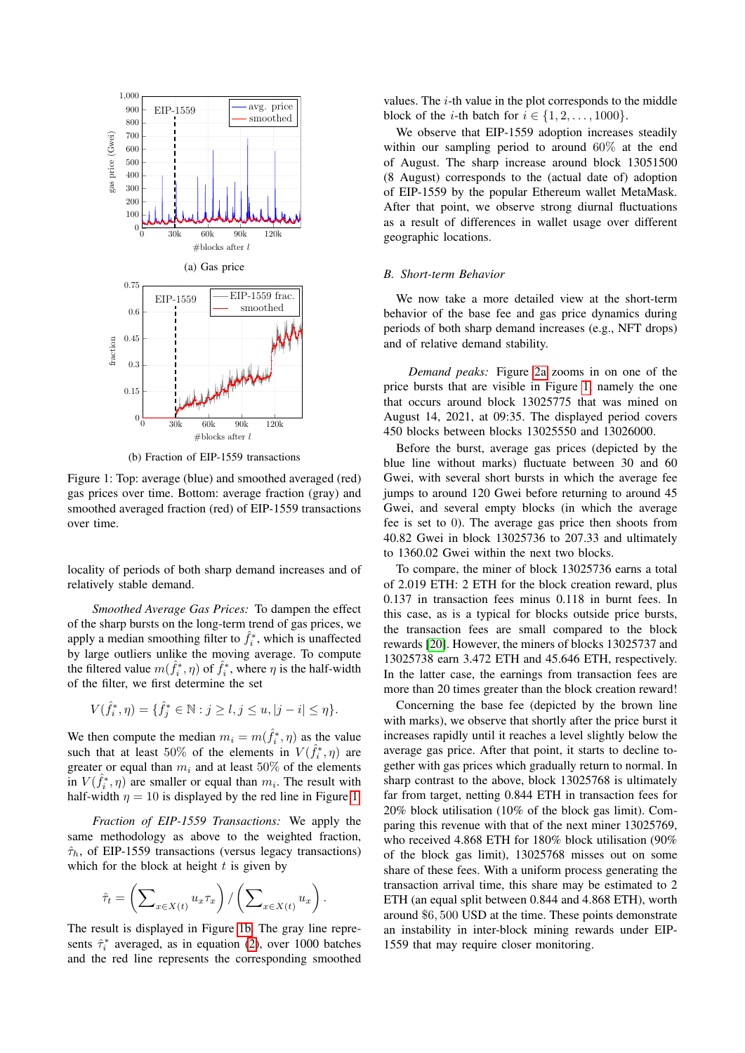(a) Gas price

(b) Fraction of EIP-1559 transactions

Figure 1: Top: average (blue) and smoothed averaged (red) gas prices over time. Bottom: average fraction (gray) and smoothed averaged fraction (red) of EIP-1559 transactions over time.

locality of periods of both sharp demand increases and of relatively stable demand.

*Smoothed Average Gas Prices:* To dampen the effect of the sharp bursts on the long-term trend of gas prices, we apply a median smoothing filter to $\hat{f}_i^*$, which is unaffected by large outliers unlike the moving average. To compute the filtered value $m(\hat{f}_i^*, \eta)$ of $\hat{f}_i^*$, where $\eta$ is the half-width of the filter, we first determine the set

$$V(\hat{f}_i^*, \eta) = \{\hat{f}_j^* \in \mathbb{N} : j \geq l, j \leq u, |j - i| \leq \eta\}.$$

We then compute the median $m_i = m(\hat{f}_i^*, \eta)$ as the value such that at least 50% of the elements in $V(\hat{f}_i^*, \eta)$ are greater or equal than $m_i$ and at least 50% of the elements in $V(\hat{f}_i^*, \eta)$ are smaller or equal than $m_i$. The result with half-width $\eta = 10$ is displayed by the red line in Figure 1.

*Fraction of EIP-1559 Transactions:* We apply the same methodology as above to the weighted fraction, $\hat{\tau}_h$, of EIP-1559 transactions (versus legacy transactions) which is given for the block at height $t$ is given by

$$\hat{\tau}_t = \left(\sum\nolimits_{x \in X(t)} u_x \tau_x\right) / \left(\sum\nolimits_{x \in X(t)} u_x\right).$$

The result is displayed in Figure 1b. The gray line represents $\hat{\tau}_i^*$ averaged, as in equation (2), over 1000 batches and the red line represents the corresponding smoothed values. The $i$-th value in the plot corresponds to the middle block of the $i$-th batch for $i \in \{1, 2, \ldots, 1000\}$.

We observe that EIP-1559 adoption increases steadily within our sampling period to around 60% at the end of August. The sharp increase around block 13051500 (8 August) corresponds to the (actual date of) adoption of EIP-1559 by the popular Ethereum wallet MetaMask. After that point, we observe strong diurnal fluctuations as a result of differences in wallet usage over different geographic locations.

## B. Short-term Behavior

We now take a more detailed view at the short-term behavior of the base fee and gas price dynamics during periods of both sharp demand increases (e.g., NFT drops) and of relative demand stability.

*Demand peaks:* Figure 2a zooms in on one of the price bursts that are visible in Figure 1, namely the one that occurs around block 13025775 that was mined on August 14, 2021, at 09:35. The displayed period covers 450 blocks between blocks 13025550 and 13026000.

Before the burst, average gas prices (depicted by the blue line without marks) fluctuate between 30 and 60 Gwei, with several short bursts in which the average fee jumps to around 120 Gwei before returning to around 45 Gwei, and several empty blocks (in which the average fee is set to 0). The average gas price then shoots from 40.82 Gwei in block 13025736 to 207.33 and ultimately to 1360.02 Gwei within the next two blocks.

To compare, the miner of block 13025736 earns a total of 2.019 ETH: 2 ETH for the block creation reward, plus 0.137 in transaction fees minus 0.118 in burnt fees. In this case, as is a typical for blocks outside price bursts, the transaction fees are small compared to the block rewards [20]. However, the miners of blocks 13025737 and 13025738 earn 3.472 ETH and 45.646 ETH, respectively. In the latter case, the earnings from transaction fees are more than 20 times greater than the block creation reward!

Concerning the base fee (depicted by the brown line with marks), we observe that shortly after the price burst it increases rapidly until it reaches a level slightly below the average gas price. After that point, it starts to decline together with gas prices which gradually return to normal. In sharp contrast to the above, block 13025768 is ultimately far from target, netting 0.844 ETH in transaction fees for 20% block utilisation (10% of the block gas limit). Comparing this revenue with that of the next miner 13025769, who received 4.868 ETH for 180% block utilisation (90% of the block gas limit), 13025768 misses out on some share of these fees. With a uniform process generating the transaction arrival time, this share may be estimated to 2 ETH (an equal split between 0.844 and 4.868 ETH), worth around \$6,500 USD at the time. These points demonstrate an instability in inter-block mining rewards under EIP-1559 that may require closer monitoring.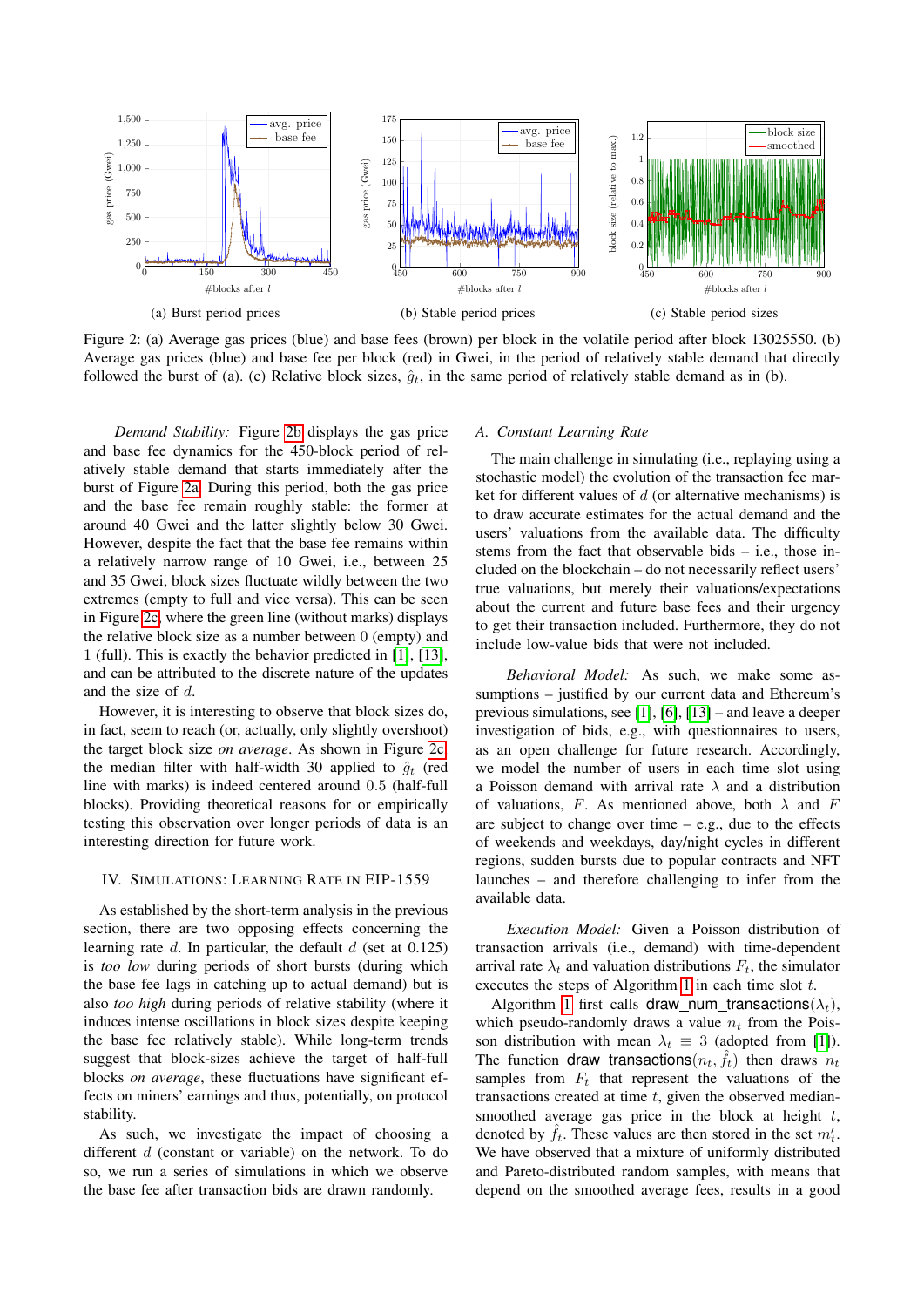(a) Burst period prices

(b) Stable period prices

(c) Stable period sizes

Figure 2: (a) Average gas prices (blue) and base fees (brown) per block in the volatile period after block 13025550. (b) Average gas prices (blue) and base fee per block (red) in Gwei, in the period of relatively stable demand that directly followed the burst of (a). (c) Relative block sizes, $\hat{g}_t$, in the same period of relatively stable demand as in (b).

*Demand Stability:* Figure 2b displays the gas price and base fee dynamics for the 450-block period of relatively stable demand that starts immediately after the burst of Figure 2a. During this period, both the gas price and the base fee remain roughly stable: the former at around 40 Gwei and the latter slightly below 30 Gwei. However, despite the fact that the base fee remains within a relatively narrow range of 10 Gwei, i.e., between 25 and 35 Gwei, block sizes fluctuate wildly between the two extremes (empty to full and vice versa). This can be seen in Figure 2c, where the green line (without marks) displays the relative block size as a number between 0 (empty) and 1 (full). This is exactly the behavior predicted in [1], [13], and can be attributed to the discrete nature of the updates and the size of $d$.

However, it is interesting to observe that block sizes do, in fact, seem to reach (or, actually, only slightly overshoot) the target block size *on average*. As shown in Figure 2c, the median filter with half-width 30 applied to $\hat{g}_t$ (red line with marks) is indeed centered around 0.5 (half-full blocks). Providing theoretical reasons for or empirically testing this observation over longer periods of data is an interesting direction for future work.

## IV. Simulations: Learning Rate in EIP-1559

As established by the short-term analysis in the previous section, there are two opposing effects concerning the learning rate $d$. In particular, the default $d$ (set at 0.125) is *too low* during periods of short bursts (during which the base fee lags in catching up to actual demand) but is also *too high* during periods of relative stability (where it induces intense oscillations in block sizes despite keeping the base fee relatively stable). While long-term trends suggest that block-sizes achieve the target of half-full blocks *on average*, these fluctuations have significant effects on miners' earnings and thus, potentially, on protocol stability.

As such, we investigate the impact of choosing a different $d$ (constant or variable) on the network. To do so, we run a series of simulations in which we observe the base fee after transaction bids are drawn randomly.

### A. Constant Learning Rate

The main challenge in simulating (i.e., replaying using a stochastic model) the evolution of the transaction fee market for different values of $d$ (or alternative mechanisms) is to draw accurate estimates for the actual demand and the users' valuations from the available data. The difficulty stems from the fact that observable bids – i.e., those included on the blockchain – do not necessarily reflect users' true valuations, but merely their valuations/expectations about the current and future base fees and their urgency to get their transaction included. Furthermore, they do not include low-value bids that were not included.

*Behavioral Model:* As such, we make some assumptions – justified by our current data and Ethereum's previous simulations, see [1], [6], [13] – and leave a deeper investigation of bids, e.g., with questionnaires to users, as an open challenge for future research. Accordingly, we model the number of users in each time slot using a Poisson demand with arrival rate $\lambda$ and a distribution of valuations, $F$. As mentioned above, both $\lambda$ and $F$ are subject to change over time – e.g., due to the effects of weekends and weekdays, day/night cycles in different regions, sudden bursts due to popular contracts and NFT launches – and therefore challenging to infer from the available data.

*Execution Model:* Given a Poisson distribution of transaction arrivals (i.e., demand) with time-dependent arrival rate $\lambda_t$ and valuation distributions $F_t$, the simulator executes the steps of Algorithm 1 in each time slot $t$.

Algorithm 1 first calls draw_num_transactions($\lambda_t$), which pseudo-randomly draws a value $n_t$ from the Poisson distribution with mean $\lambda_t \equiv 3$ (adopted from [1]). The function draw_transactions($n_t, \hat{f}_t$) then draws $n_t$ samples from $F_t$ that represent the valuations of the transactions created at time $t$, given the observed median-smoothed average gas price in the block at height $t$, denoted by $\hat{f}_t$. These values are then stored in the set $m'_t$. We have observed that a mixture of uniformly distributed and Pareto-distributed random samples, with means that depend on the smoothed average fees, results in a good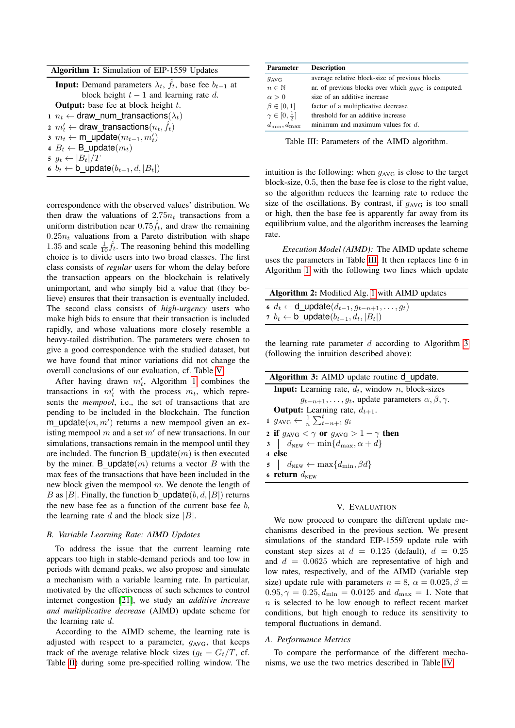**Algorithm 1:** Simulation of EIP-1559 Updates

**Input:** Demand parameters $\lambda_t$, $\hat{f}_t$, base fee $b_{t-1}$ at block height $t-1$ and learning rate $d$.
**Output:** base fee at block height $t$.

```
1  n_t ← draw_num_transactions(λ_t)
2  m'_t ← draw_transactions(n_t, f̂_t)
3  m_t ← m_update(m_{t-1}, m'_t)
4  B_t ← B_update(m_t)
5  g_t ← |B_t|/T
6  b_t ← b_update(b_{t-1}, d, |B_t|)
```

correspondence with the observed values' distribution. We then draw the valuations of $2.75n_t$ transactions from a uniform distribution near $0.75\hat{f}_t$, and draw the remaining $0.25n_t$ valuations from a Pareto distribution with shape 1.35 and scale $\frac{1}{10}\hat{f}_t$. The reasoning behind this modelling choice is to divide users into two broad classes. The first class consists of *regular* users for whom the delay before the transaction appears on the blockchain is relatively unimportant, and who simply bid a value that (they believe) ensures that their transaction is eventually included. The second class consists of *high-urgency* users who make high bids to ensure that their transaction is included rapidly, and whose valuations more closely resemble a heavy-tailed distribution. The parameters were chosen to give a good correspondence with the studied dataset, but we have found that minor variations did not change the overall conclusions of our evaluation, cf. Table V.

After having drawn $m'_t$, Algorithm 1 combines the transactions in $m'_t$ with the process $m_t$, which represents the *mempool*, i.e., the set of transactions that are pending to be included in the blockchain. The function $\mathsf{m\_update}(m, m')$ returns a new mempool given an existing mempool $m$ and a set $m'$ of new transactions. In our simulations, transactions remain in the mempool until they are included. The function $\mathsf{B\_update}(m)$ is then executed by the miner. $\mathsf{B\_update}(m)$ returns a vector $B$ with the max fees of the transactions that have been included in the new block given the mempool $m$. We denote the length of $B$ as $|B|$. Finally, the function $\mathsf{b\_update}(b, d, |B|)$ returns the new base fee as a function of the current base fee $b$, the learning rate $d$ and the block size $|B|$.

### B. Variable Learning Rate: AIMD Updates

To address the issue that the current learning rate appears too high in stable-demand periods and too low in periods with demand peaks, we also propose and simulate a mechanism with a variable learning rate. In particular, motivated by the effectiveness of such schemes to control internet congestion [21], we study an *additive increase and multiplicative decrease* (AIMD) update scheme for the learning rate $d$.

According to the AIMD scheme, the learning rate is adjusted with respect to a parameter, $g_{\text{AVG}}$, that keeps track of the average relative block sizes ($g_t = G_t/T$, cf. Table II) during some pre-specified rolling window. The intuition is the following: when $g_{\text{AVG}}$ is close to the target block-size, 0.5, then the base fee is close to the right value, so the algorithm reduces the learning rate to reduce the size of the oscillations. By contrast, if $g_{\text{AVG}}$ is too small or high, then the base fee is apparently far away from its equilibrium value, and the algorithm increases the learning rate.

| Parameter | Description |
|---|---|
| $g_{\text{AVG}}$ | average relative block-size of previous blocks |
| $n \in \mathbb{N}$ | nr. of previous blocks over which $g_{\text{AVG}}$ is computed. |
| $\alpha > 0$ | size of an additive increase |
| $\beta \in [0, 1]$ | factor of a multiplicative decrease |
| $\gamma \in [0, \frac{1}{2}]$ | threshold for an additive increase |
| $d_{\min}, d_{\max}$ | minimum and maximum values for $d$. |

Table III: Parameters of the AIMD algorithm.

*Execution Model (AIMD):* The AIMD update scheme uses the parameters in Table III. It then replaces line 6 in Algorithm 1 with the following two lines which update

**Algorithm 2:** Modified Alg. 1 with AIMD updates

```
6  d_t ← d_update(d_{t-1}, g_{t-n+1}, ..., g_t)
7  b_t ← b_update(b_{t-1}, d_t, |B_t|)
```

the learning rate parameter $d$ according to Algorithm 3 (following the intuition described above):

**Algorithm 3:** AIMD update routine d_update.

**Input:** Learning rate, $d_t$, window $n$, block-sizes $g_{t-n+1}, \ldots, g_t$, update parameters $\alpha, \beta, \gamma$.
**Output:** Learning rate, $d_{t+1}$.

1. $g_{\text{AVG}} \leftarrow \frac{1}{n}\sum_{t-n+1}^{t} g_i$
2. **if** $g_{\text{AVG}} < \gamma$ **or** $g_{\text{AVG}} > 1-\gamma$ **then**
3. $\quad d_{\text{NEW}} \leftarrow \min\{d_{\max}, \alpha + d\}$
4. **else**
5. $\quad d_{\text{NEW}} \leftarrow \max\{d_{\min}, \beta d\}$
6. **return** $d_{\text{NEW}}$

## V. Evaluation

We now proceed to compare the different update mechanisms described in the previous section. We present simulations of the standard EIP-1559 update rule with constant step sizes at $d = 0.125$ (default), $d = 0.25$ and $d = 0.0625$ which are representative of high and low rates, respectively, and of the AIMD (variable step size) update rule with parameters $n = 8$, $\alpha = 0.025, \beta = 0.95, \gamma = 0.25, d_{\min} = 0.0125$ and $d_{\max} = 1$. Note that $n$ is selected to be low enough to reflect recent market conditions, but high enough to reduce its sensitivity to temporal fluctuations in demand.

### A. Performance Metrics

To compare the performance of the different mechanisms, we use the two metrics described in Table IV.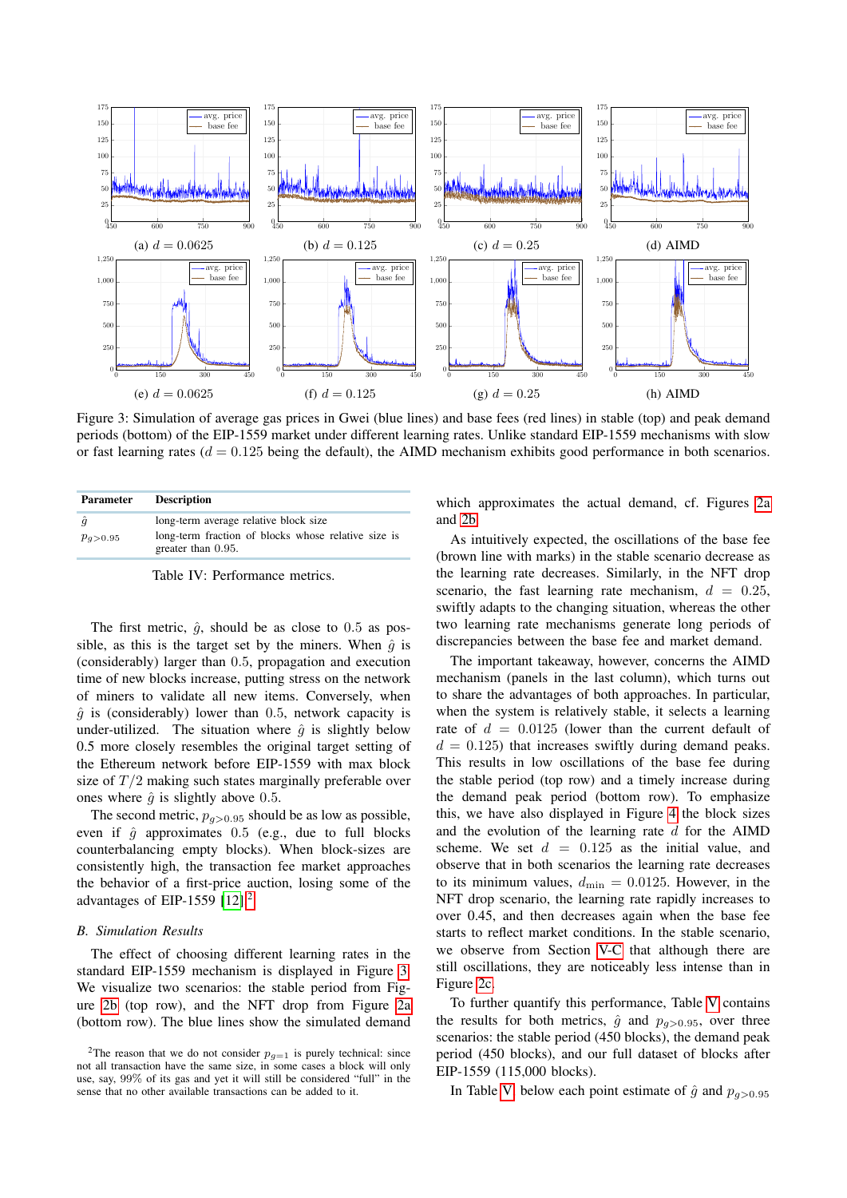(a) $d = 0.0625$ (b) $d = 0.125$ (c) $d = 0.25$ (d) AIMD

(e) $d = 0.0625$ (f) $d = 0.125$ (g) $d = 0.25$ (h) AIMD

Figure 3: Simulation of average gas prices in Gwei (blue lines) and base fees (red lines) in stable (top) and peak demand periods (bottom) of the EIP-1559 market under different learning rates. Unlike standard EIP-1559 mechanisms with slow or fast learning rates ($d = 0.125$ being the default), the AIMD mechanism exhibits good performance in both scenarios.

| Parameter | Description |
|---|---|
| $\hat{g}$ | long-term average relative block size |
| $p_{g>0.95}$ | long-term fraction of blocks whose relative size is greater than 0.95. |

Table IV: Performance metrics.

The first metric, $\hat{g}$, should be as close to 0.5 as possible, as this is the target set by the miners. When $\hat{g}$ is (considerably) larger than 0.5, propagation and execution time of new blocks increase, putting stress on the network of miners to validate all new items. Conversely, when $\hat{g}$ is (considerably) lower than 0.5, network capacity is under-utilized. The situation where $\hat{g}$ is slightly below 0.5 more closely resembles the original target setting of the Ethereum network before EIP-1559 with max block size of $T/2$ making such states marginally preferable over ones where $\hat{g}$ is slightly above 0.5.

The second metric, $p_{g>0.95}$ should be as low as possible, even if $\hat{g}$ approximates 0.5 (e.g., due to full blocks counterbalancing empty blocks). When block-sizes are consistently high, the transaction fee market approaches the behavior of a first-price auction, losing some of the advantages of EIP-1559 [12].[2]

### B. Simulation Results

The effect of choosing different learning rates in the standard EIP-1559 mechanism is displayed in Figure 3. We visualize two scenarios: the stable period from Figure 2b (top row), and the NFT drop from Figure 2a (bottom row). The blue lines show the simulated demand which approximates the actual demand, cf. Figures 2a and 2b.

As intuitively expected, the oscillations of the base fee (brown line with marks) in the stable scenario decrease as the learning rate decreases. Similarly, in the NFT drop scenario, the fast learning rate mechanism, $d = 0.25$, swiftly adapts to the changing situation, whereas the other two learning rate mechanisms generate long periods of discrepancies between the base fee and market demand.

The important takeaway, however, concerns the AIMD mechanism (panels in the last column), which turns out to share the advantages of both approaches. In particular, when the system is relatively stable, it selects a learning rate of $d = 0.0125$ (lower than the current default of $d = 0.125$) that increases swiftly during demand peaks. This results in low oscillations of the base fee during the stable period (top row) and a timely increase during the demand peak period (bottom row). To emphasize this, we have also displayed in Figure 4 the block sizes and the evolution of the learning rate $d$ for the AIMD scheme. We set $d = 0.125$ as the initial value, and observe that in both scenarios the learning rate decreases to its minimum values, $d_{\min} = 0.0125$. However, in the NFT drop scenario, the learning rate rapidly increases to over 0.45, and then decreases again when the base fee starts to reflect market conditions. In the stable scenario, we observe from Section V-C that although there are still oscillations, they are noticeably less intense than in Figure 2c.

To further quantify this performance, Table V contains the results for both metrics, $\hat{g}$ and $p_{g>0.95}$, over three scenarios: the stable period (450 blocks), the demand peak period (450 blocks), and our full dataset of blocks after EIP-1559 (115,000 blocks).

In Table V below each point estimate of $\hat{g}$ and $p_{g>0.95}$

[2]The reason that we do not consider $p_{g=1}$ is purely technical: since not all transaction have the same size, in some cases a block will only use, say, 99% of its gas and yet it will still be considered "full" in the sense that no other available transactions can be added to it.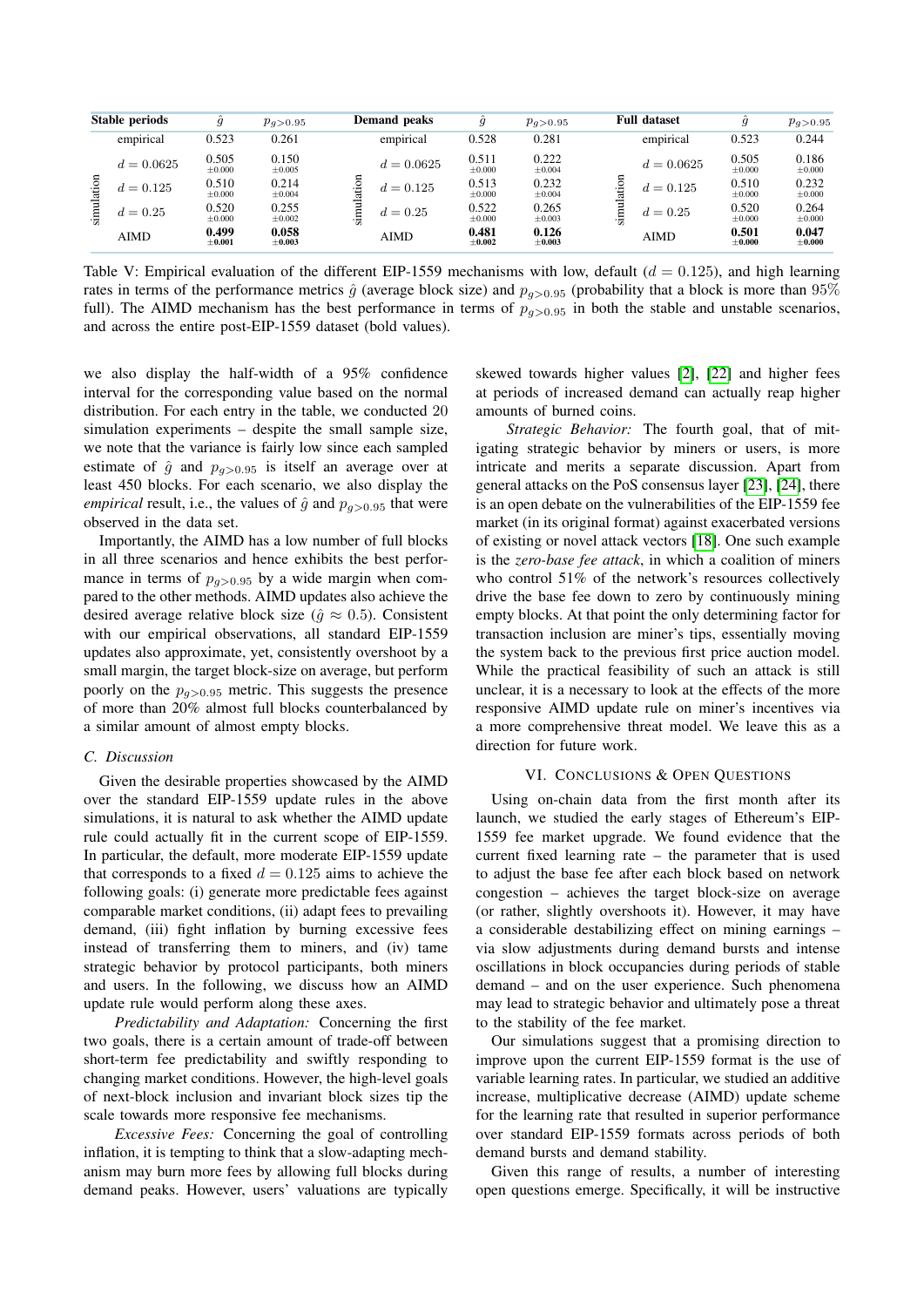| Stable periods | | $\hat{g}$ | $p_{g>0.95}$ | Demand peaks | | $\hat{g}$ | $p_{g>0.95}$ | Full dataset | | $\hat{g}$ | $p_{g>0.95}$ |
|---|---|---|---|---|---|---|---|---|---|---|---|
| | empirical | 0.523 | 0.261 | | empirical | 0.528 | 0.281 | | empirical | 0.523 | 0.244 |
| simulation | $d = 0.0625$ | 0.505 $\pm 0.000$ | 0.150 $\pm 0.005$ | simulation | $d = 0.0625$ | 0.511 $\pm 0.000$ | 0.222 $\pm 0.004$ | simulation | $d = 0.0625$ | 0.505 $\pm 0.000$ | 0.186 $\pm 0.000$ |
| | $d = 0.125$ | 0.510 $\pm 0.000$ | 0.214 $\pm 0.004$ | | $d = 0.125$ | 0.513 $\pm 0.000$ | 0.232 $\pm 0.004$ | | $d = 0.125$ | 0.510 $\pm 0.000$ | 0.232 $\pm 0.000$ |
| | $d = 0.25$ | 0.520 $\pm 0.000$ | 0.255 $\pm 0.002$ | | $d = 0.25$ | 0.522 $\pm 0.000$ | 0.265 $\pm 0.003$ | | $d = 0.25$ | 0.520 $\pm 0.000$ | 0.264 $\pm 0.000$ |
| | AIMD | **0.499** **$\pm 0.001$** | **0.058** **$\pm 0.003$** | | AIMD | **0.481** **$\pm 0.002$** | **0.126** **$\pm 0.003$** | | AIMD | **0.501** **$\pm 0.000$** | **0.047** **$\pm 0.000$** |

Table V: Empirical evaluation of the different EIP-1559 mechanisms with low, default ($d = 0.125$), and high learning rates in terms of the performance metrics $\hat{g}$ (average block size) and $p_{g>0.95}$ (probability that a block is more than 95% full). The AIMD mechanism has the best performance in terms of $p_{g>0.95}$ in both the stable and unstable scenarios, and across the entire post-EIP-1559 dataset (bold values).

we also display the half-width of a 95% confidence interval for the corresponding value based on the normal distribution. For each entry in the table, we conducted 20 simulation experiments – despite the small sample size, we note that the variance is fairly low since each sampled estimate of $\hat{g}$ and $p_{g>0.95}$ is itself an average over at least 450 blocks. For each scenario, we also display the *empirical* result, i.e., the values of $\hat{g}$ and $p_{g>0.95}$ that were observed in the data set.

Importantly, the AIMD has a low number of full blocks in all three scenarios and hence exhibits the best performance in terms of $p_{g>0.95}$ by a wide margin when compared to the other methods. AIMD updates also achieve the desired average relative block size ($\hat{g} \approx 0.5$). Consistent with our empirical observations, all standard EIP-1559 updates also approximate, yet, consistently overshoot by a small margin, the target block-size on average, but perform poorly on the $p_{g>0.95}$ metric. This suggests the presence of more than 20% almost full blocks counterbalanced by a similar amount of almost empty blocks.

### C. Discussion

Given the desirable properties showcased by the AIMD over the standard EIP-1559 update rules in the above simulations, it is natural to ask whether the AIMD update rule could actually fit in the current scope of EIP-1559. In particular, the default, more moderate EIP-1559 update that corresponds to a fixed $d = 0.125$ aims to achieve the following goals: (i) generate more predictable fees against comparable market conditions, (ii) adapt fees to prevailing demand, (iii) fight inflation by burning excessive fees instead of transferring them to miners, and (iv) tame strategic behavior by protocol participants, both miners and users. In the following, we discuss how an AIMD update rule would perform along these axes.

*Predictability and Adaptation:* Concerning the first two goals, there is a certain amount of trade-off between short-term fee predictability and swiftly responding to changing market conditions. However, the high-level goals of next-block inclusion and invariant block sizes tip the scale towards more responsive fee mechanisms.

*Excessive Fees:* Concerning the goal of controlling inflation, it is tempting to think that a slow-adapting mechanism may burn more fees by allowing full blocks during demand peaks. However, users' valuations are typically skewed towards higher values [2], [22] and higher fees at periods of increased demand can actually reap higher amounts of burned coins.

*Strategic Behavior:* The fourth goal, that of mitigating strategic behavior by miners or users, is more intricate and merits a separate discussion. Apart from general attacks on the PoS consensus layer [23], [24], there is an open debate on the vulnerabilities of the EIP-1559 fee market (in its original format) against exacerbated versions of existing or novel attack vectors [18]. One such example is the *zero-base fee attack*, in which a coalition of miners who control 51% of the network's resources collectively drive the base fee down to zero by continuously mining empty blocks. At that point the only determining factor for transaction inclusion are miner's tips, essentially moving the system back to the previous first price auction model. While the practical feasibility of such an attack is still unclear, it is a necessary to look at the effects of the more responsive AIMD update rule on miner's incentives via a more comprehensive threat model. We leave this as a direction for future work.

## VI. Conclusions & Open Questions

Using on-chain data from the first month after its launch, we studied the early stages of Ethereum's EIP-1559 fee market upgrade. We found evidence that the current fixed learning rate – the parameter that is used to adjust the base fee after each block based on network congestion – achieves the target block-size on average (or rather, slightly overshoots it). However, it may have a considerable destabilizing effect on mining earnings – via slow adjustments during demand bursts and intense oscillations in block occupancies during periods of stable demand – and on the user experience. Such phenomena may lead to strategic behavior and ultimately pose a threat to the stability of the fee market.

Our simulations suggest that a promising direction to improve upon the current EIP-1559 format is the use of variable learning rates. In particular, we studied an additive increase, multiplicative decrease (AIMD) update scheme for the learning rate that resulted in superior performance over standard EIP-1559 formats across periods of both demand bursts and demand stability.

Given this range of results, a number of interesting open questions emerge. Specifically, it will be instructive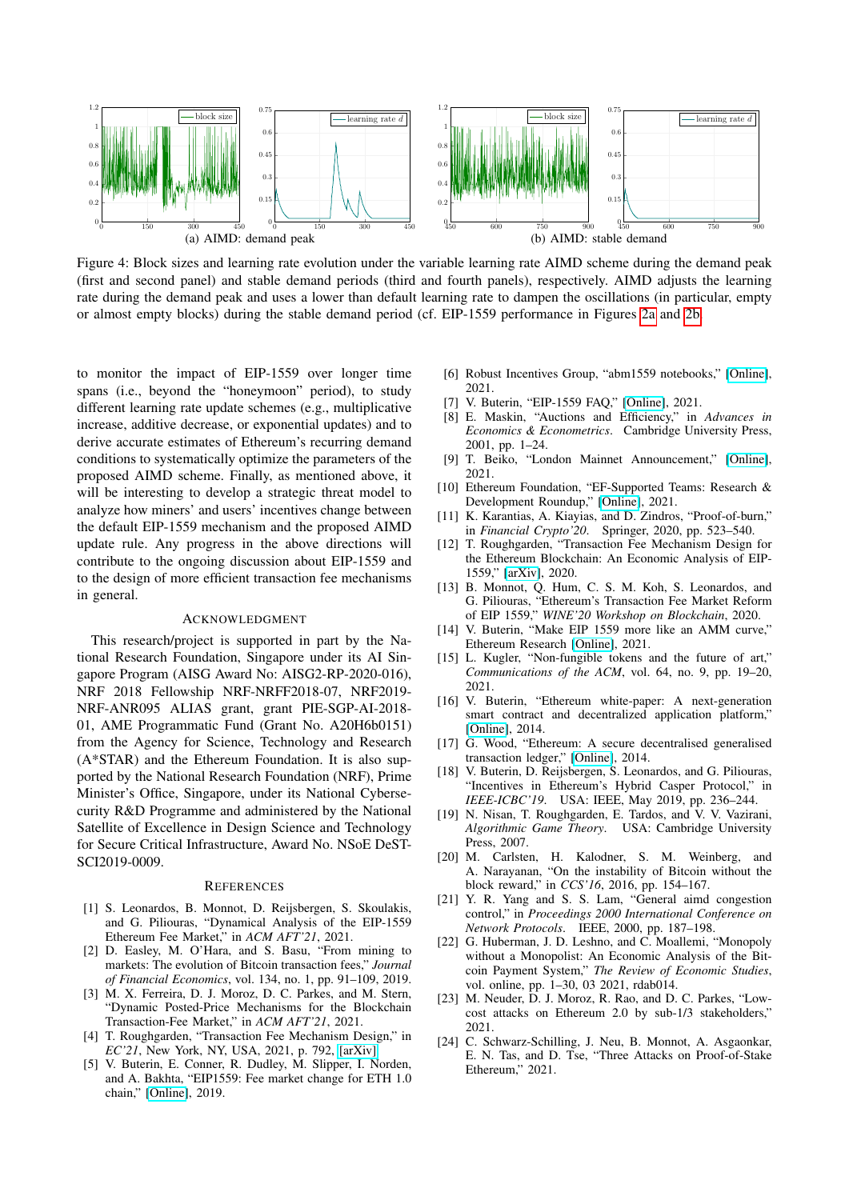1.2
block size
1
0.8
0.6
0.4
0.2
0
0 150 300 450

0.75
learning rate $d$
0.6
0.45
0.3
0.15
0
0 150 300 450

(a) AIMD: demand peak

1.2
block size
1
0.8
0.6
0.4
0.2
450 600 750 900

0.75
learning rate $d$
0.6
0.45
0.3
0.15
0
450 600 750 900

(b) AIMD: stable demand

Figure 4: Block sizes and learning rate evolution under the variable learning rate AIMD scheme during the demand peak (first and second panel) and stable demand periods (third and fourth panels), respectively. AIMD adjusts the learning rate during the demand peak and uses a lower than default learning rate to dampen the oscillations (in particular, empty or almost empty blocks) during the stable demand period (cf. EIP-1559 performance in Figures 2a and 2b.

to monitor the impact of EIP-1559 over longer time spans (i.e., beyond the "honeymoon" period), to study different learning rate update schemes (e.g., multiplicative increase, additive decrease, or exponential updates) and to derive accurate estimates of Ethereum's recurring demand conditions to systematically optimize the parameters of the proposed AIMD scheme. Finally, as mentioned above, it will be interesting to develop a strategic threat model to analyze how miners' and users' incentives change between the default EIP-1559 mechanism and the proposed AIMD update rule. Any progress in the above directions will contribute to the ongoing discussion about EIP-1559 and to the design of more efficient transaction fee mechanisms in general.

## Acknowledgment

This research/project is supported in part by the National Research Foundation, Singapore under its AI Singapore Program (AISG Award No: AISG2-RP-2020-016), NRF 2018 Fellowship NRF-NRFF2018-07, NRF2019-NRF-ANR095 ALIAS grant, grant PIE-SGP-AI-2018-01, AME Programmatic Fund (Grant No. A20H6b0151) from the Agency for Science, Technology and Research (A*STAR) and the Ethereum Foundation. It is also supported by the National Research Foundation (NRF), Prime Minister's Office, Singapore, under its National Cybersecurity R&D Programme and administered by the National Satellite of Excellence in Design Science and Technology for Secure Critical Infrastructure, Award No. NSoE DeST-SCI2019-0009.

## References

[1] S. Leonardos, B. Monnot, D. Reijsbergen, S. Skoulakis, and G. Piliouras, "Dynamical Analysis of the EIP-1559 Ethereum Fee Market," in *ACM AFT'21*, 2021.

[2] D. Easley, M. O'Hara, and S. Basu, "From mining to markets: The evolution of Bitcoin transaction fees," *Journal of Financial Economics*, vol. 134, no. 1, pp. 91–109, 2019.

[3] M. X. Ferreira, D. J. Moroz, D. C. Parkes, and M. Stern, "Dynamic Posted-Price Mechanisms for the Blockchain Transaction-Fee Market," in *ACM AFT'21*, 2021.

[4] T. Roughgarden, "Transaction Fee Mechanism Design," in *EC'21*, New York, NY, USA, 2021, p. 792, [arXiv].

[5] V. Buterin, E. Conner, R. Dudley, M. Slipper, I. Norden, and A. Bakhta, "EIP1559: Fee market change for ETH 1.0 chain," [Online], 2019.

[6] Robust Incentives Group, "abm1559 notebooks," [Online], 2021.

[7] V. Buterin, "EIP-1559 FAQ," [Online], 2021.

[8] E. Maskin, "Auctions and Efficiency," in *Advances in Economics & Econometrics*. Cambridge University Press, 2001, pp. 1–24.

[9] T. Beiko, "London Mainnet Announcement," [Online], 2021.

[10] Ethereum Foundation, "EF-Supported Teams: Research & Development Roundup," [Online], 2021.

[11] K. Karantias, A. Kiayias, and D. Zindros, "Proof-of-burn," in *Financial Crypto'20*. Springer, 2020, pp. 523–540.

[12] T. Roughgarden, "Transaction Fee Mechanism Design for the Ethereum Blockchain: An Economic Analysis of EIP-1559," [arXiv], 2020.

[13] B. Monnot, Q. Hum, C. S. M. Koh, S. Leonardos, and G. Piliouras, "Ethereum's Transaction Fee Market Reform of EIP 1559," *WINE'20 Workshop on Blockchain*, 2020.

[14] V. Buterin, "Make EIP 1559 more like an AMM curve," Ethereum Research [Online], 2021.

[15] L. Kugler, "Non-fungible tokens and the future of art," *Communications of the ACM*, vol. 64, no. 9, pp. 19–20, 2021.

[16] V. Buterin, "Ethereum white-paper: A next-generation smart contract and decentralized application platform," [Online], 2014.

[17] G. Wood, "Ethereum: A secure decentralised generalised transaction ledger," [Online], 2014.

[18] V. Buterin, D. Reijsbergen, S. Leonardos, and G. Piliouras, "Incentives in Ethereum's Hybrid Casper Protocol," in *IEEE-ICBC'19*. USA: IEEE, May 2019, pp. 236–244.

[19] N. Nisan, T. Roughgarden, E. Tardos, and V. V. Vazirani, *Algorithmic Game Theory*. USA: Cambridge University Press, 2007.

[20] M. Carlsten, H. Kalodner, S. M. Weinberg, and A. Narayanan, "On the instability of Bitcoin without the block reward," in *CCS'16*, 2016, pp. 154–167.

[21] Y. R. Yang and S. S. Lam, "General aimd congestion control," in *Proceedings 2000 International Conference on Network Protocols*. IEEE, 2000, pp. 187–198.

[22] G. Huberman, J. D. Leshno, and C. Moallemi, "Monopoly without a Monopolist: An Economic Analysis of the Bitcoin Payment System," *The Review of Economic Studies*, vol. online, pp. 1–30, 03 2021, rdab014.

[23] M. Neuder, D. J. Moroz, R. Rao, and D. C. Parkes, "Low-cost attacks on Ethereum 2.0 by sub-1/3 stakeholders," 2021.

[24] C. Schwarz-Schilling, J. Neu, B. Monnot, A. Asgaonkar, E. N. Tas, and D. Tse, "Three Attacks on Proof-of-Stake Ethereum," 2021.